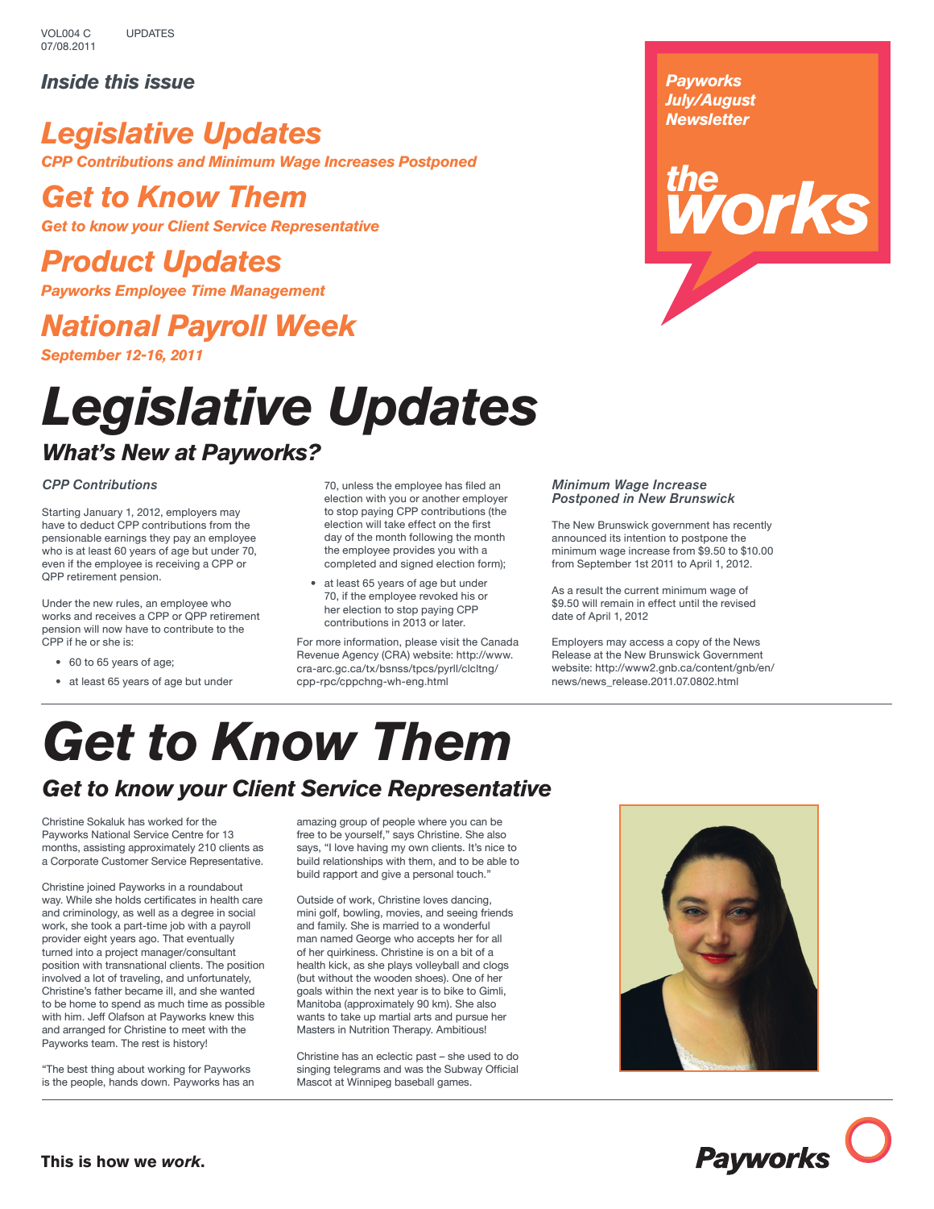VOL004 C UPDATES
07/08.2011

*Payworks July/August Newsletter*

**the works**

### *Inside this issue*

## *Legislative Updates*
***CPP Contributions and Minimum Wage Increases Postponed***

## *Get to Know Them*
***Get to know your Client Service Representative***

## *Product Updates*
***Payworks Employee Time Management***

## *National Payroll Week*
***September 12-16, 2011***

# *Legislative Updates*

## *What's New at Payworks?*

### *CPP Contributions*

Starting January 1, 2012, employers may have to deduct CPP contributions from the pensionable earnings they pay an employee who is at least 60 years of age but under 70, even if the employee is receiving a CPP or QPP retirement pension.

Under the new rules, an employee who works and receives a CPP or QPP retirement pension will now have to contribute to the CPP if he or she is:

- 60 to 65 years of age;
- at least 65 years of age but under 70, unless the employee has filed an election with you or another employer to stop paying CPP contributions (the election will take effect on the first day of the month following the month the employee provides you with a completed and signed election form);
- at least 65 years of age but under 70, if the employee revoked his or her election to stop paying CPP contributions in 2013 or later.

For more information, please visit the Canada Revenue Agency (CRA) website: http://www.cra-arc.gc.ca/tx/bsnss/tpcs/pyrll/clcltng/cpp-rpc/cppchng-wh-eng.html

### *Minimum Wage Increase Postponed in New Brunswick*

The New Brunswick government has recently announced its intention to postpone the minimum wage increase from $9.50 to $10.00 from September 1st 2011 to April 1, 2012.

As a result the current minimum wage of $9.50 will remain in effect until the revised date of April 1, 2012

Employers may access a copy of the News Release at the New Brunswick Government website: http://www2.gnb.ca/content/gnb/en/news/news_release.2011.07.0802.html

# *Get to Know Them*

## *Get to know your Client Service Representative*

Christine Sokaluk has worked for the Payworks National Service Centre for 13 months, assisting approximately 210 clients as a Corporate Customer Service Representative.

Christine joined Payworks in a roundabout way. While she holds certificates in health care and criminology, as well as a degree in social work, she took a part-time job with a payroll provider eight years ago. That eventually turned into a project manager/consultant position with transnational clients. The position involved a lot of traveling, and unfortunately, Christine's father became ill, and she wanted to be home to spend as much time as possible with him. Jeff Olafson at Payworks knew this and arranged for Christine to meet with the Payworks team. The rest is history!

"The best thing about working for Payworks is the people, hands down. Payworks has an amazing group of people where you can be free to be yourself," says Christine. She also says, "I love having my own clients. It's nice to build relationships with them, and to be able to build rapport and give a personal touch."

Outside of work, Christine loves dancing, mini golf, bowling, movies, and seeing friends and family. She is married to a wonderful man named George who accepts her for all of her quirkiness. Christine is on a bit of a health kick, as she plays volleyball and clogs (but without the wooden shoes). One of her goals within the next year is to bike to Gimli, Manitoba (approximately 90 km). She also wants to take up martial arts and pursue her Masters in Nutrition Therapy. Ambitious!

Christine has an eclectic past – she used to do singing telegrams and was the Subway Official Mascot at Winnipeg baseball games.

**This is how we *work*.**

**Payworks**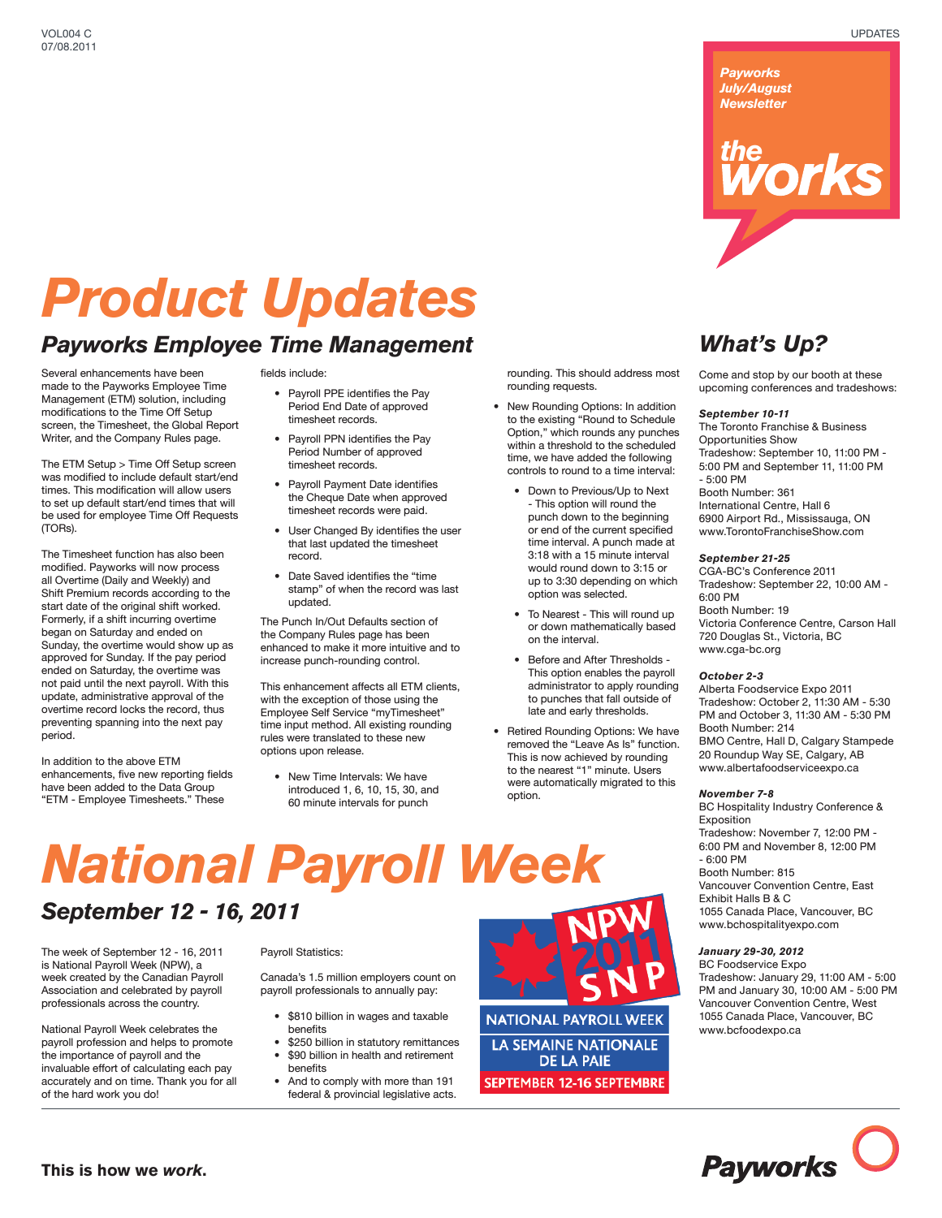Payworks July/August Newsletter

the works

# Product Updates

## Payworks Employee Time Management

Several enhancements have been made to the Payworks Employee Time Management (ETM) solution, including modifications to the Time Off Setup screen, the Timesheet, the Global Report Writer, and the Company Rules page.

The ETM Setup > Time Off Setup screen was modified to include default start/end times. This modification will allow users to set up default start/end times that will be used for employee Time Off Requests (TORs).

The Timesheet function has also been modified. Payworks will now process all Overtime (Daily and Weekly) and Shift Premium records according to the start date of the original shift worked. Formerly, if a shift incurring overtime began on Saturday and ended on Sunday, the overtime would show up as approved for Sunday. If the pay period ended on Saturday, the overtime was not paid until the next payroll. With this update, administrative approval of the overtime record locks the record, thus preventing spanning into the next pay period.

In addition to the above ETM enhancements, five new reporting fields have been added to the Data Group "ETM - Employee Timesheets." These fields include:

- Payroll PPE identifies the Pay Period End Date of approved timesheet records.
- Payroll PPN identifies the Pay Period Number of approved timesheet records.
- Payroll Payment Date identifies the Cheque Date when approved timesheet records were paid.
- User Changed By identifies the user that last updated the timesheet record.
- Date Saved identifies the "time stamp" of when the record was last updated.

The Punch In/Out Defaults section of the Company Rules page has been enhanced to make it more intuitive and to increase punch-rounding control.

This enhancement affects all ETM clients, with the exception of those using the Employee Self Service "myTimesheet" time input method. All existing rounding rules were translated to these new options upon release.

- New Time Intervals: We have introduced 1, 6, 10, 15, 30, and 60 minute intervals for punch rounding. This should address most rounding requests.
- New Rounding Options: In addition to the existing "Round to Schedule Option," which rounds any punches within a threshold to the scheduled time, we have added the following controls to round to a time interval:
  - Down to Previous/Up to Next - This option will round the punch down to the beginning or end of the current specified time interval. A punch made at 3:18 with a 15 minute interval would round down to 3:15 or up to 3:30 depending on which option was selected.
  - To Nearest - This will round up or down mathematically based on the interval.
  - Before and After Thresholds - This option enables the payroll administrator to apply rounding to punches that fall outside of late and early thresholds.
- Retired Rounding Options: We have removed the "Leave As Is" function. This is now achieved by rounding to the nearest "1" minute. Users were automatically migrated to this option.

# National Payroll Week

## September 12 - 16, 2011

The week of September 12 - 16, 2011 is National Payroll Week (NPW), a week created by the Canadian Payroll Association and celebrated by payroll professionals across the country.

National Payroll Week celebrates the payroll profession and helps to promote the importance of payroll and the invaluable effort of calculating each pay accurately and on time. Thank you for all of the hard work you do!

Payroll Statistics:

Canada's 1.5 million employers count on payroll professionals to annually pay:

- $810 billion in wages and taxable benefits
- $250 billion in statutory remittances
- $90 billion in health and retirement benefits
- And to comply with more than 191 federal & provincial legislative acts.

NPW 2011 SNP
NATIONAL PAYROLL WEEK
LA SEMAINE NATIONALE DE LA PAIE
SEPTEMBER 12-16 SEPTEMBRE

## What's Up?

Come and stop by our booth at these upcoming conferences and tradeshows:

***September 10-11***
The Toronto Franchise & Business Opportunities Show
Tradeshow: September 10, 11:00 PM - 5:00 PM and September 11, 11:00 PM - 5:00 PM
Booth Number: 361
International Centre, Hall 6
6900 Airport Rd., Mississauga, ON
www.TorontoFranchiseShow.com

***September 21-25***
CGA-BC's Conference 2011
Tradeshow: September 22, 10:00 AM - 6:00 PM
Booth Number: 19
Victoria Conference Centre, Carson Hall
720 Douglas St., Victoria, BC
www.cga-bc.org

***October 2-3***
Alberta Foodservice Expo 2011
Tradeshow: October 2, 11:30 AM - 5:30 PM and October 3, 11:30 AM - 5:30 PM
Booth Number: 214
BMO Centre, Hall D, Calgary Stampede
20 Roundup Way SE, Calgary, AB
www.albertafoodserviceexpo.ca

***November 7-8***
BC Hospitality Industry Conference & Exposition
Tradeshow: November 7, 12:00 PM - 6:00 PM and November 8, 12:00 PM - 6:00 PM
Booth Number: 815
Vancouver Convention Centre, East Exhibit Halls B & C
1055 Canada Place, Vancouver, BC
www.bchospitalityexpo.com

***January 29-30, 2012***
BC Foodservice Expo
Tradeshow: January 29, 11:00 AM - 5:00 PM and January 30, 10:00 AM - 5:00 PM
Vancouver Convention Centre, West
1055 Canada Place, Vancouver, BC
www.bcfoodexpo.ca

**This is how we *work*.**

Payworks